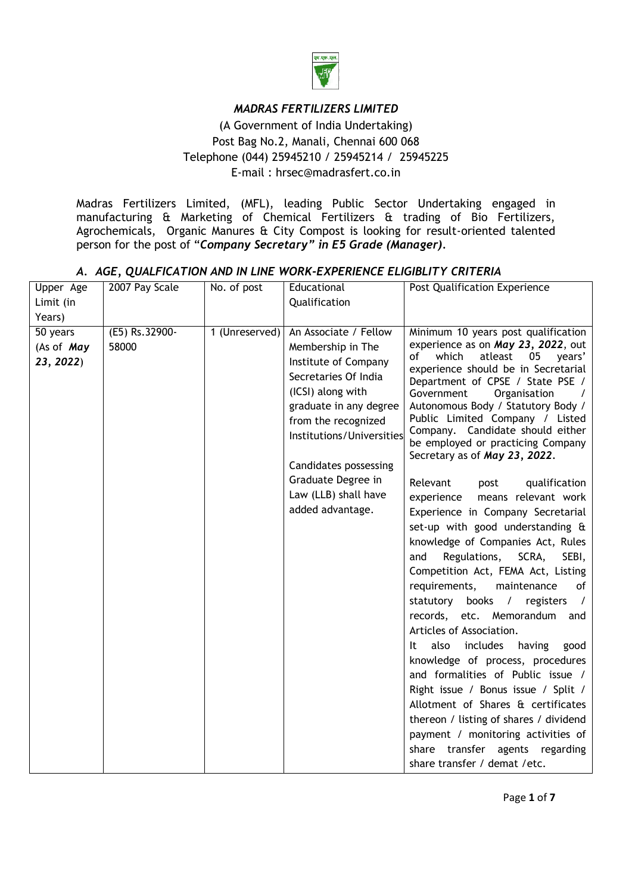# *MADRAS FERTILIZERS LIMITED*

(A Government of India Undertaking)
Post Bag No.2, Manali, Chennai 600 068
Telephone (044) 25945210 / 25945214 / 25945225
E-mail : hrsec@madrasfert.co.in

Madras Fertilizers Limited, (MFL), leading Public Sector Undertaking engaged in manufacturing & Marketing of Chemical Fertilizers & trading of Bio Fertilizers, Agrochemicals, Organic Manures & City Compost is looking for result-oriented talented person for the post of "***Company Secretary" in E5 Grade (Manager)***.

## *A. AGE, QUALFICATION AND IN LINE WORK-EXPERIENCE ELIGIBLITY CRITERIA*

| Upper Age Limit (in Years) | 2007 Pay Scale | No. of post | Educational Qualification | Post Qualification Experience |
|---|---|---|---|---|
| 50 years (As of ***May 23, 2022***) | (E5) Rs.32900-58000 | 1 (Unreserved) | An Associate / Fellow Membership in The Institute of Company Secretaries Of India (ICSI) along with graduate in any degree from the recognized Institutions/Universities<br><br>Candidates possessing Graduate Degree in Law (LLB) shall have added advantage. | Minimum 10 years post qualification experience as on ***May 23, 2022***, out of which atleast 05 years' experience should be in Secretarial Department of CPSE / State PSE / Government Organisation / Autonomous Body / Statutory Body / Public Limited Company / Listed Company. Candidate should either be employed or practicing Company Secretary as of ***May 23, 2022***.<br><br>Relevant post qualification experience means relevant work Experience in Company Secretarial set-up with good understanding & knowledge of Companies Act, Rules and Regulations, SCRA, SEBI, Competition Act, FEMA Act, Listing requirements, maintenance of statutory books / registers / records, etc. Memorandum and Articles of Association.<br>It also includes having good knowledge of process, procedures and formalities of Public issue / Right issue / Bonus issue / Split / Allotment of Shares & certificates thereon / listing of shares / dividend payment / monitoring activities of share transfer agents regarding share transfer / demat /etc. |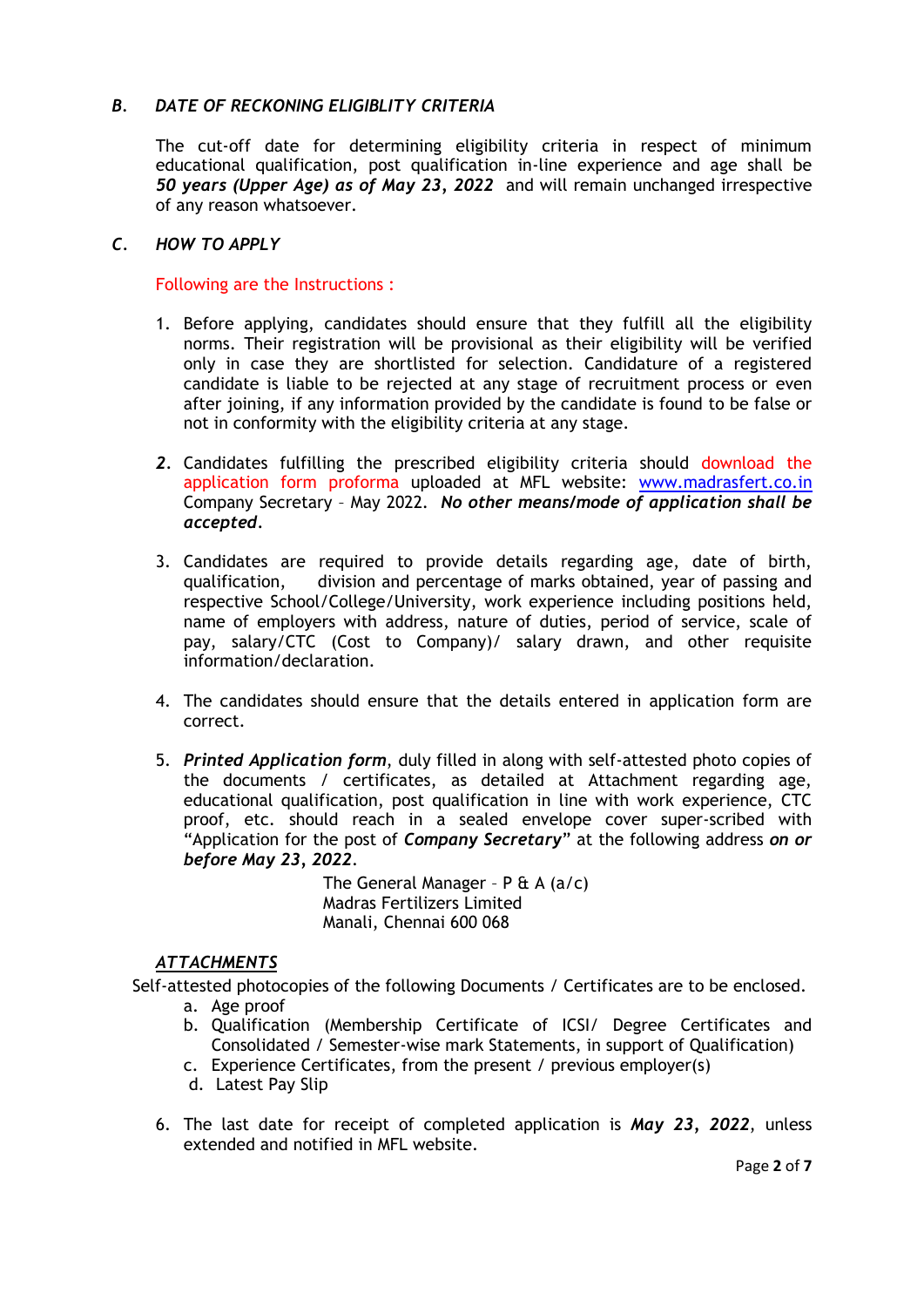### *B. DATE OF RECKONING ELIGIBLITY CRITERIA*

The cut-off date for determining eligibility criteria in respect of minimum educational qualification, post qualification in-line experience and age shall be ***50 years (Upper Age) as of May 23, 2022*** and will remain unchanged irrespective of any reason whatsoever.

### *C. HOW TO APPLY*

Following are the Instructions :

1. Before applying, candidates should ensure that they fulfill all the eligibility norms. Their registration will be provisional as their eligibility will be verified only in case they are shortlisted for selection. Candidature of a registered candidate is liable to be rejected at any stage of recruitment process or even after joining, if any information provided by the candidate is found to be false or not in conformity with the eligibility criteria at any stage.

2. Candidates fulfilling the prescribed eligibility criteria should download the application form proforma uploaded at MFL website: [www.madrasfert.co.in](http://www.madrasfert.co.in) Company Secretary – May 2022. ***No other means/mode of application shall be accepted.***

3. Candidates are required to provide details regarding age, date of birth, qualification, division and percentage of marks obtained, year of passing and respective School/College/University, work experience including positions held, name of employers with address, nature of duties, period of service, scale of pay, salary/CTC (Cost to Company)/ salary drawn, and other requisite information/declaration.

4. The candidates should ensure that the details entered in application form are correct.

5. ***Printed Application form***, duly filled in along with self-attested photo copies of the documents / certificates, as detailed at Attachment regarding age, educational qualification, post qualification in line with work experience, CTC proof, etc. should reach in a sealed envelope cover super-scribed with "Application for the post of ***Company Secretary***" at the following address ***on or before May 23, 2022***.

   The General Manager – P & A (a/c)
   Madras Fertilizers Limited
   Manali, Chennai 600 068

***ATTACHMENTS***

Self-attested photocopies of the following Documents / Certificates are to be enclosed.

a. Age proof
b. Qualification (Membership Certificate of ICSI/ Degree Certificates and Consolidated / Semester-wise mark Statements, in support of Qualification)
c. Experience Certificates, from the present / previous employer(s)
d. Latest Pay Slip

6. The last date for receipt of completed application is ***May 23, 2022***, unless extended and notified in MFL website.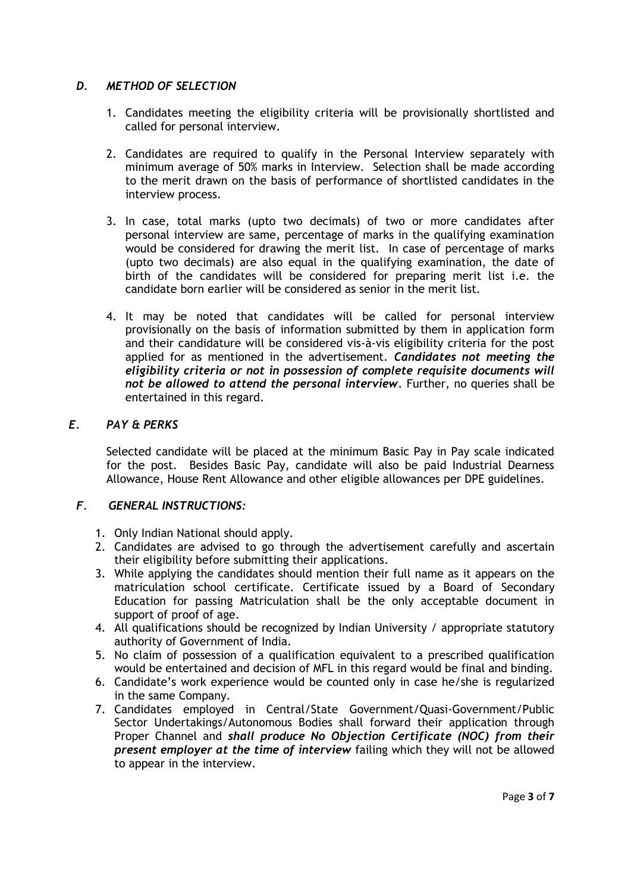### *D. METHOD OF SELECTION*

1. Candidates meeting the eligibility criteria will be provisionally shortlisted and called for personal interview.

2. Candidates are required to qualify in the Personal Interview separately with minimum average of 50% marks in Interview. Selection shall be made according to the merit drawn on the basis of performance of shortlisted candidates in the interview process.

3. In case, total marks (upto two decimals) of two or more candidates after personal interview are same, percentage of marks in the qualifying examination would be considered for drawing the merit list. In case of percentage of marks (upto two decimals) are also equal in the qualifying examination, the date of birth of the candidates will be considered for preparing merit list i.e. the candidate born earlier will be considered as senior in the merit list.

4. It may be noted that candidates will be called for personal interview provisionally on the basis of information submitted by them in application form and their candidature will be considered vis-à-vis eligibility criteria for the post applied for as mentioned in the advertisement. ***Candidates not meeting the eligibility criteria or not in possession of complete requisite documents will not be allowed to attend the personal interview***. Further, no queries shall be entertained in this regard.

### *E. PAY & PERKS*

Selected candidate will be placed at the minimum Basic Pay in Pay scale indicated for the post. Besides Basic Pay, candidate will also be paid Industrial Dearness Allowance, House Rent Allowance and other eligible allowances per DPE guidelines.

### *F. GENERAL INSTRUCTIONS:*

1. Only Indian National should apply.
2. Candidates are advised to go through the advertisement carefully and ascertain their eligibility before submitting their applications.
3. While applying the candidates should mention their full name as it appears on the matriculation school certificate. Certificate issued by a Board of Secondary Education for passing Matriculation shall be the only acceptable document in support of proof of age.
4. All qualifications should be recognized by Indian University / appropriate statutory authority of Government of India.
5. No claim of possession of a qualification equivalent to a prescribed qualification would be entertained and decision of MFL in this regard would be final and binding.
6. Candidate's work experience would be counted only in case he/she is regularized in the same Company.
7. Candidates employed in Central/State Government/Quasi-Government/Public Sector Undertakings/Autonomous Bodies shall forward their application through Proper Channel and ***shall produce No Objection Certificate (NOC) from their present employer at the time of interview*** failing which they will not be allowed to appear in the interview.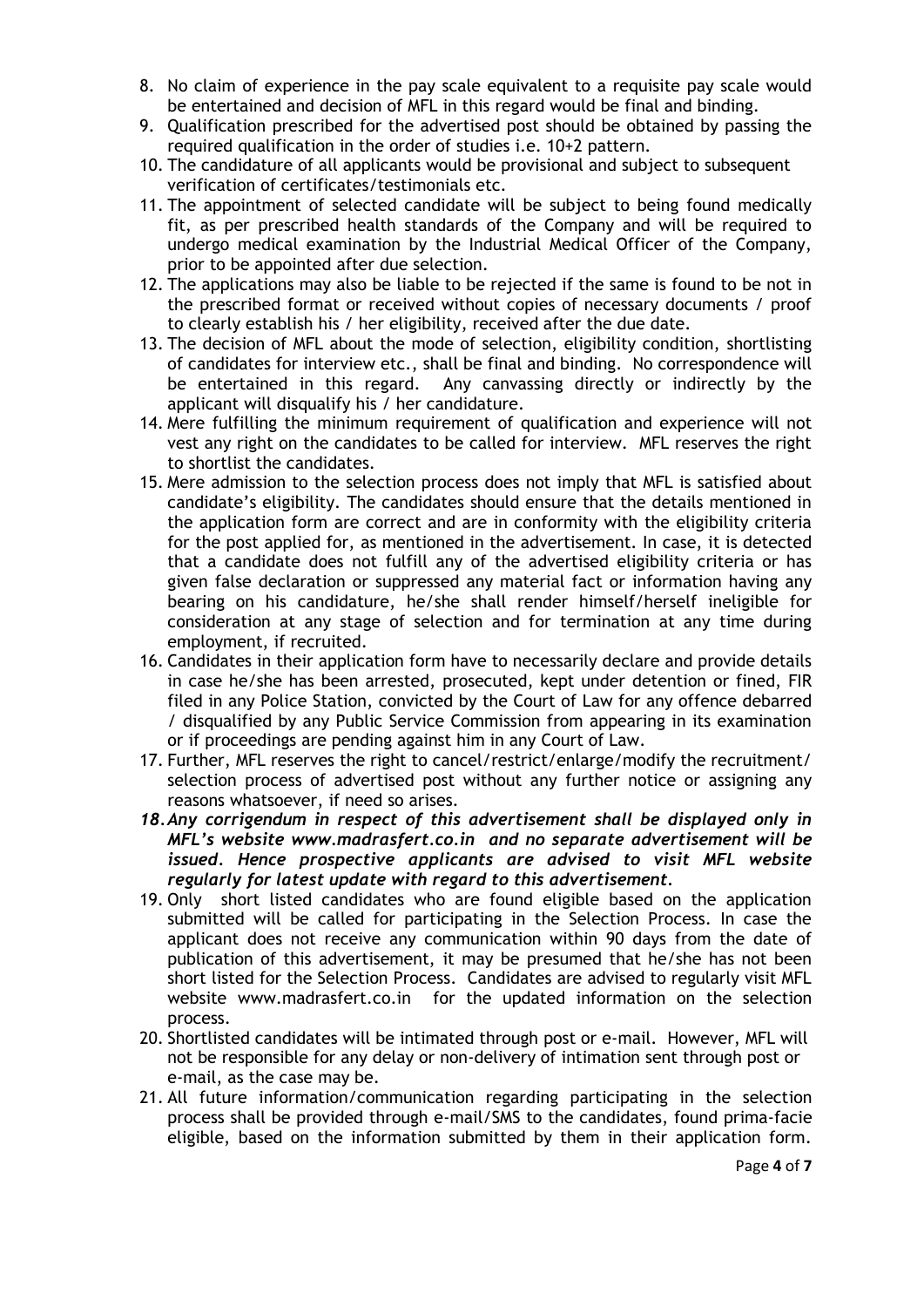8. No claim of experience in the pay scale equivalent to a requisite pay scale would be entertained and decision of MFL in this regard would be final and binding.
9. Qualification prescribed for the advertised post should be obtained by passing the required qualification in the order of studies i.e. 10+2 pattern.
10. The candidature of all applicants would be provisional and subject to subsequent verification of certificates/testimonials etc.
11. The appointment of selected candidate will be subject to being found medically fit, as per prescribed health standards of the Company and will be required to undergo medical examination by the Industrial Medical Officer of the Company, prior to be appointed after due selection.
12. The applications may also be liable to be rejected if the same is found to be not in the prescribed format or received without copies of necessary documents / proof to clearly establish his / her eligibility, received after the due date.
13. The decision of MFL about the mode of selection, eligibility condition, shortlisting of candidates for interview etc., shall be final and binding. No correspondence will be entertained in this regard. Any canvassing directly or indirectly by the applicant will disqualify his / her candidature.
14. Mere fulfilling the minimum requirement of qualification and experience will not vest any right on the candidates to be called for interview. MFL reserves the right to shortlist the candidates.
15. Mere admission to the selection process does not imply that MFL is satisfied about candidate's eligibility. The candidates should ensure that the details mentioned in the application form are correct and are in conformity with the eligibility criteria for the post applied for, as mentioned in the advertisement. In case, it is detected that a candidate does not fulfill any of the advertised eligibility criteria or has given false declaration or suppressed any material fact or information having any bearing on his candidature, he/she shall render himself/herself ineligible for consideration at any stage of selection and for termination at any time during employment, if recruited.
16. Candidates in their application form have to necessarily declare and provide details in case he/she has been arrested, prosecuted, kept under detention or fined, FIR filed in any Police Station, convicted by the Court of Law for any offence debarred / disqualified by any Public Service Commission from appearing in its examination or if proceedings are pending against him in any Court of Law.
17. Further, MFL reserves the right to cancel/restrict/enlarge/modify the recruitment/ selection process of advertised post without any further notice or assigning any reasons whatsoever, if need so arises.
18. ***Any corrigendum in respect of this advertisement shall be displayed only in MFL's website www.madrasfert.co.in and no separate advertisement will be issued. Hence prospective applicants are advised to visit MFL website regularly for latest update with regard to this advertisement.***
19. Only short listed candidates who are found eligible based on the application submitted will be called for participating in the Selection Process. In case the applicant does not receive any communication within 90 days from the date of publication of this advertisement, it may be presumed that he/she has not been short listed for the Selection Process. Candidates are advised to regularly visit MFL website www.madrasfert.co.in for the updated information on the selection process.
20. Shortlisted candidates will be intimated through post or e-mail. However, MFL will not be responsible for any delay or non-delivery of intimation sent through post or e-mail, as the case may be.
21. All future information/communication regarding participating in the selection process shall be provided through e-mail/SMS to the candidates, found prima-facie eligible, based on the information submitted by them in their application form.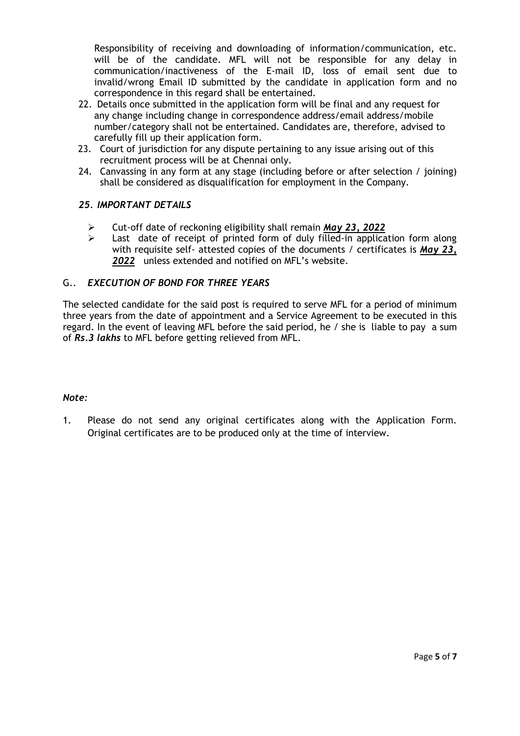Responsibility of receiving and downloading of information/communication, etc. will be of the candidate. MFL will not be responsible for any delay in communication/inactiveness of the E-mail ID, loss of email sent due to invalid/wrong Email ID submitted by the candidate in application form and no correspondence in this regard shall be entertained.

22. Details once submitted in the application form will be final and any request for any change including change in correspondence address/email address/mobile number/category shall not be entertained. Candidates are, therefore, advised to carefully fill up their application form.
23. Court of jurisdiction for any dispute pertaining to any issue arising out of this recruitment process will be at Chennai only.
24. Canvassing in any form at any stage (including before or after selection / joining) shall be considered as disqualification for employment in the Company.

### *25. IMPORTANT DETAILS*

- Cut-off date of reckoning eligibility shall remain ***May 23, 2022***
- Last date of receipt of printed form of duly filled-in application form along with requisite self- attested copies of the documents / certificates is ***May 23, 2022*** unless extended and notified on MFL's website.

### G.. *EXECUTION OF BOND FOR THREE YEARS*

The selected candidate for the said post is required to serve MFL for a period of minimum three years from the date of appointment and a Service Agreement to be executed in this regard. In the event of leaving MFL before the said period, he / she is liable to pay a sum of ***Rs.3 lakhs*** to MFL before getting relieved from MFL.

***Note:***

1. Please do not send any original certificates along with the Application Form. Original certificates are to be produced only at the time of interview.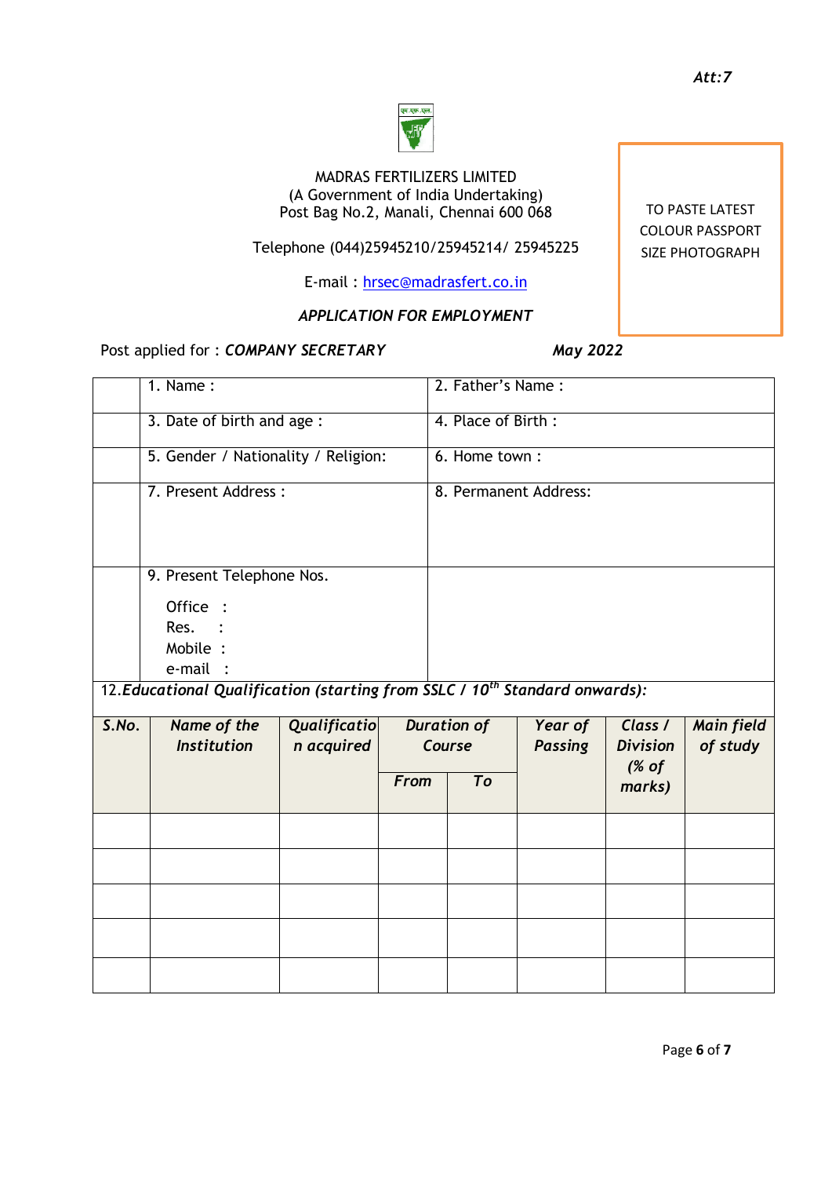*Att:7*

MADRAS FERTILIZERS LIMITED
(A Government of India Undertaking)
Post Bag No.2, Manali, Chennai 600 068

Telephone (044)25945210/25945214/ 25945225

E-mail : hrsec@madrasfert.co.in

TO PASTE LATEST COLOUR PASSPORT SIZE PHOTOGRAPH

*APPLICATION FOR EMPLOYMENT*

Post applied for : ***COMPANY SECRETARY*** ***May 2022***

| | | |
|---|---|---|
| | 1. Name : | 2. Father's Name : |
| | 3. Date of birth and age : | 4. Place of Birth : |
| | 5. Gender / Nationality / Religion: | 6. Home town : |
| | 7. Present Address : | 8. Permanent Address: |
| | 9. Present Telephone Nos.<br>Office :<br>Res. :<br>Mobile :<br>e-mail : | |

12.***Educational Qualification (starting from SSLC / 10th Standard onwards):***

| *S.No.* | *Name of the Institution* | *Qualification acquired* | *Duration of Course* | | *Year of Passing* | *Class / Division (% of marks)* | *Main field of study* |
|---|---|---|---|---|---|---|---|
| | | | *From* | *To* | | | |
| | | | | | | | |
| | | | | | | | |
| | | | | | | | |
| | | | | | | | |
| | | | | | | | |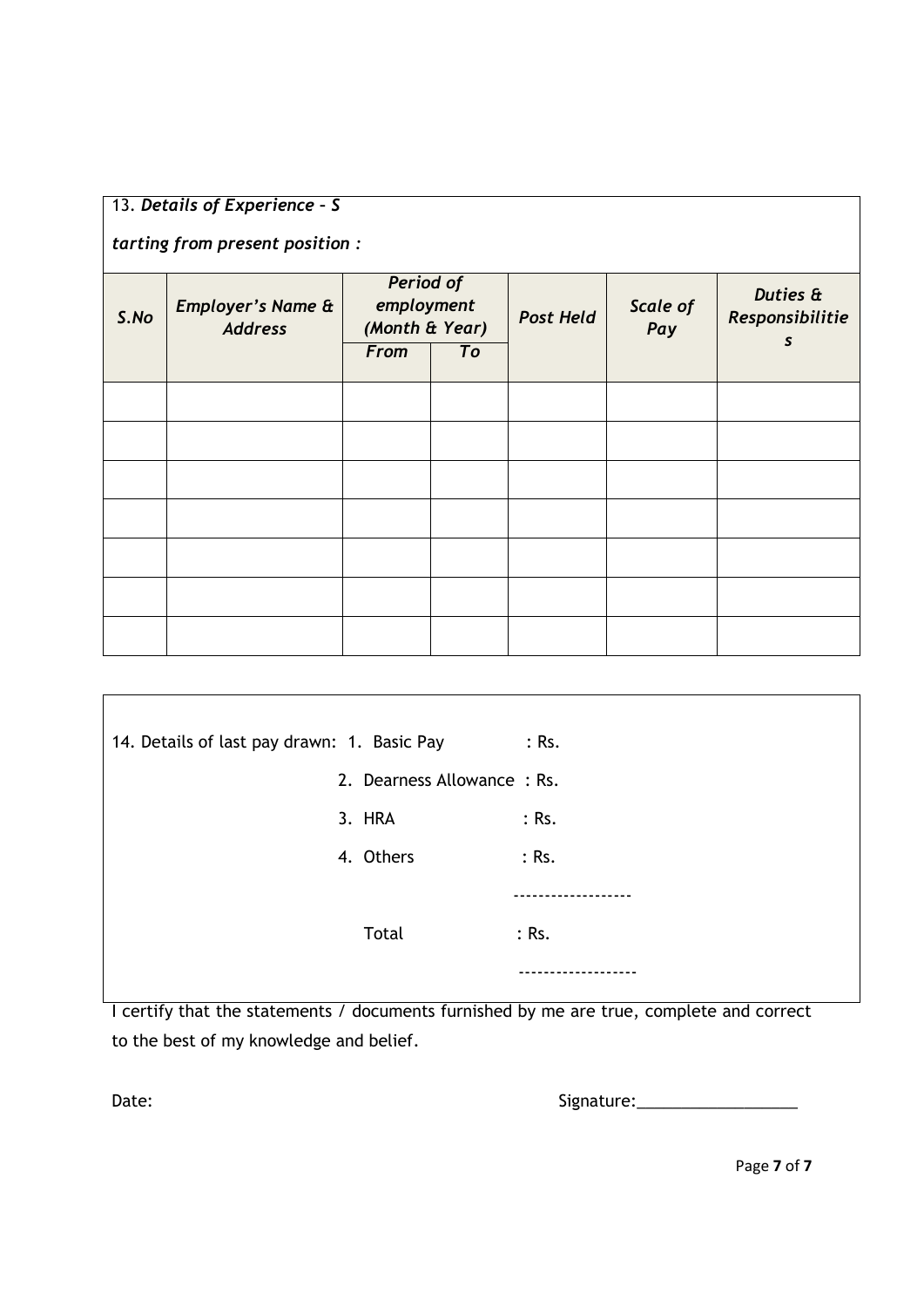13. ***Details of Experience – S***

***tarting from present position :***

| ***S.No*** | ***Employer's Name & Address*** | ***Period of employment (Month & Year)*** | | ***Post Held*** | ***Scale of Pay*** | ***Duties & Responsibilitie s*** |
|---|---|---|---|---|---|---|
| | | ***From*** | ***To*** | | | |
| | | | | | | |
| | | | | | | |
| | | | | | | |
| | | | | | | |
| | | | | | | |
| | | | | | | |
| | | | | | | |

14. Details of last pay drawn:

1. Basic Pay : Rs.
2. Dearness Allowance : Rs.
3. HRA : Rs.
4. Others : Rs.

------------------

Total : Rs.

------------------

I certify that the statements / documents furnished by me are true, complete and correct to the best of my knowledge and belief.

Date: Signature:_________________